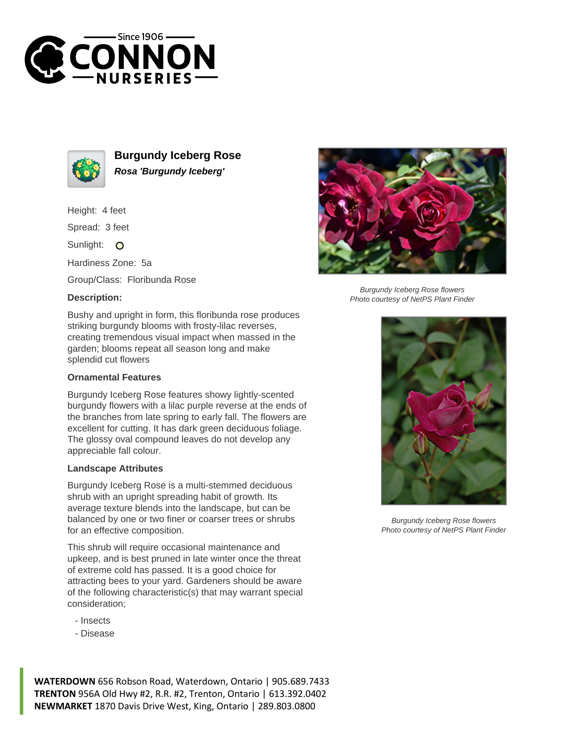# Burgundy Iceberg Rose

***Rosa 'Burgundy Iceberg'***

Height: 4 feet

Spread: 3 feet

Sunlight: O

Hardiness Zone: 5a

Group/Class: Floribunda Rose

### Description:

Bushy and upright in form, this floribunda rose produces striking burgundy blooms with frosty-lilac reverses, creating tremendous visual impact when massed in the garden; blooms repeat all season long and make splendid cut flowers

### Ornamental Features

Burgundy Iceberg Rose features showy lightly-scented burgundy flowers with a lilac purple reverse at the ends of the branches from late spring to early fall. The flowers are excellent for cutting. It has dark green deciduous foliage. The glossy oval compound leaves do not develop any appreciable fall colour.

### Landscape Attributes

Burgundy Iceberg Rose is a multi-stemmed deciduous shrub with an upright spreading habit of growth. Its average texture blends into the landscape, but can be balanced by one or two finer or coarser trees or shrubs for an effective composition.

This shrub will require occasional maintenance and upkeep, and is best pruned in late winter once the threat of extreme cold has passed. It is a good choice for attracting bees to your yard. Gardeners should be aware of the following characteristic(s) that may warrant special consideration;

- Insects
- Disease

*Burgundy Iceberg Rose flowers*
*Photo courtesy of NetPS Plant Finder*

*Burgundy Iceberg Rose flowers*
*Photo courtesy of NetPS Plant Finder*

**WATERDOWN** 656 Robson Road, Waterdown, Ontario | 905.689.7433
**TRENTON** 956A Old Hwy #2, R.R. #2, Trenton, Ontario | 613.392.0402
**NEWMARKET** 1870 Davis Drive West, King, Ontario | 289.803.0800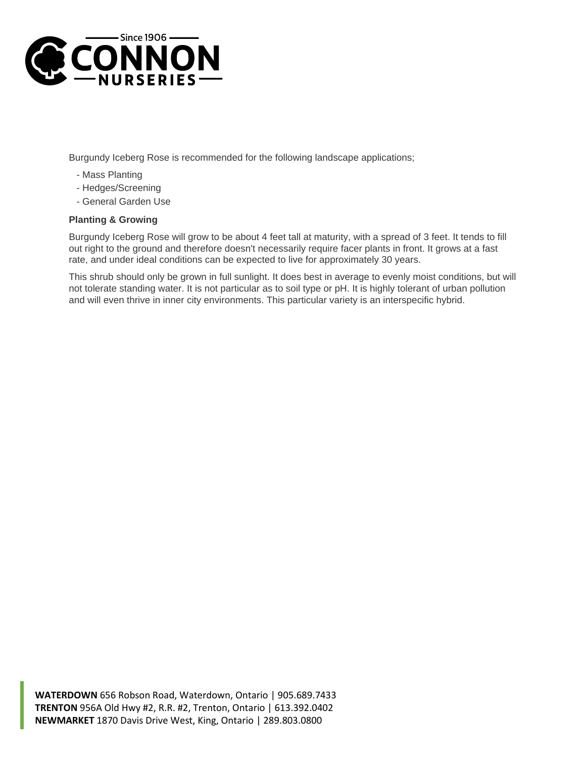Burgundy Iceberg Rose is recommended for the following landscape applications;

- Mass Planting
- Hedges/Screening
- General Garden Use

**Planting & Growing**

Burgundy Iceberg Rose will grow to be about 4 feet tall at maturity, with a spread of 3 feet. It tends to fill out right to the ground and therefore doesn't necessarily require facer plants in front. It grows at a fast rate, and under ideal conditions can be expected to live for approximately 30 years.

This shrub should only be grown in full sunlight. It does best in average to evenly moist conditions, but will not tolerate standing water. It is not particular as to soil type or pH. It is highly tolerant of urban pollution and will even thrive in inner city environments. This particular variety is an interspecific hybrid.